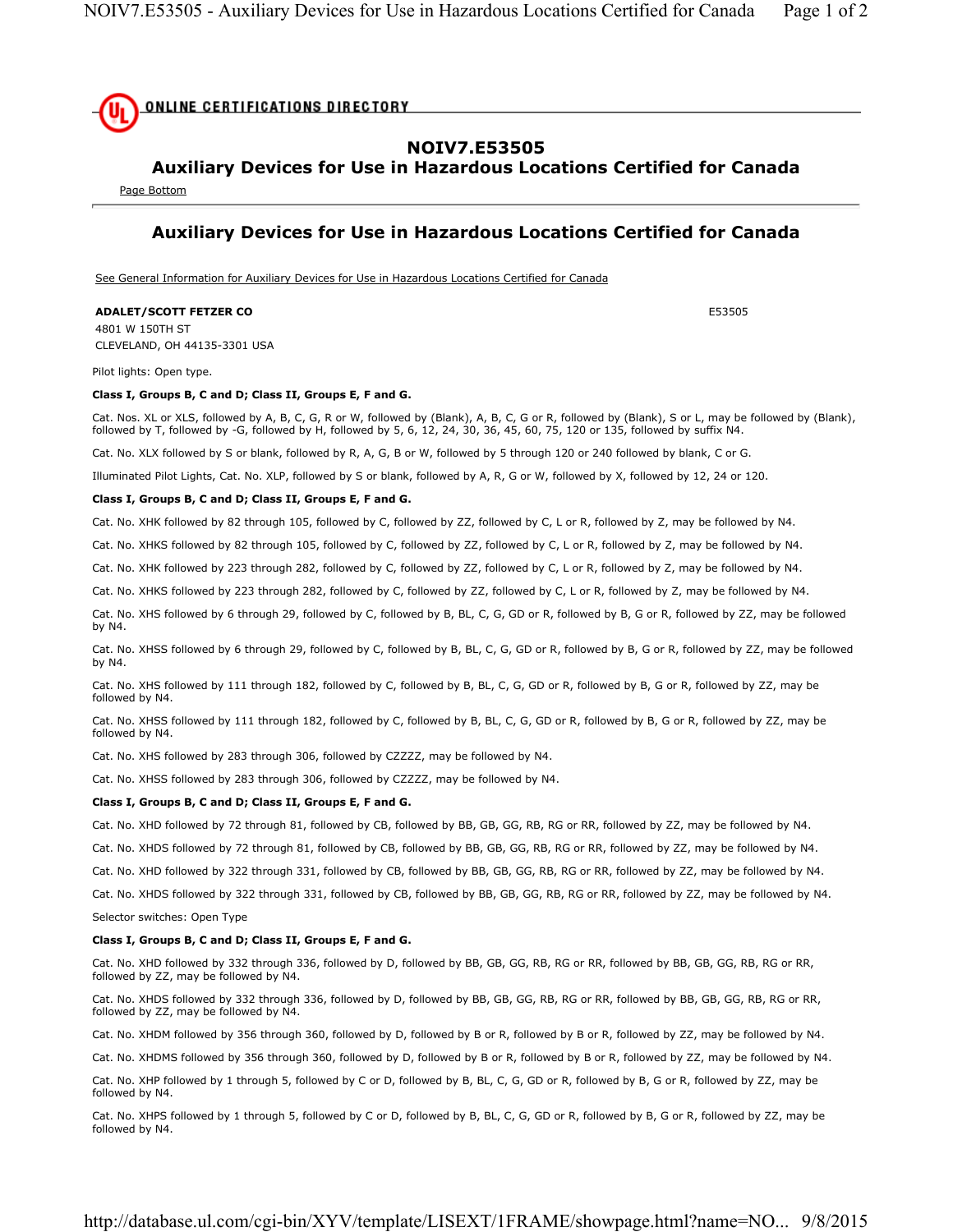# NOIV7.E53505
## Auxiliary Devices for Use in Hazardous Locations Certified for Canada

Page Bottom

## Auxiliary Devices for Use in Hazardous Locations Certified for Canada

See General Information for Auxiliary Devices for Use in Hazardous Locations Certified for Canada

**ADALET/SCOTT FETZER CO** E53505
4801 W 150TH ST
CLEVELAND, OH 44135-3301 USA

Pilot lights: Open type.

**Class I, Groups B, C and D; Class II, Groups E, F and G.**

Cat. Nos. XL or XLS, followed by A, B, C, G, R or W, followed by (Blank), A, B, C, G or R, followed by (Blank), S or L, may be followed by (Blank), followed by T, followed by -G, followed by H, followed by 5, 6, 12, 24, 30, 36, 45, 60, 75, 120 or 135, followed by suffix N4.

Cat. No. XLX followed by S or blank, followed by R, A, G, B or W, followed by 5 through 120 or 240 followed by blank, C or G.

Illuminated Pilot Lights, Cat. No. XLP, followed by S or blank, followed by A, R, G or W, followed by X, followed by 12, 24 or 120.

**Class I, Groups B, C and D; Class II, Groups E, F and G.**

Cat. No. XHK followed by 82 through 105, followed by C, followed by ZZ, followed by C, L or R, followed by Z, may be followed by N4.

Cat. No. XHKS followed by 82 through 105, followed by C, followed by ZZ, followed by C, L or R, followed by Z, may be followed by N4.

Cat. No. XHK followed by 223 through 282, followed by C, followed by ZZ, followed by C, L or R, followed by Z, may be followed by N4.

Cat. No. XHKS followed by 223 through 282, followed by C, followed by ZZ, followed by C, L or R, followed by Z, may be followed by N4.

Cat. No. XHS followed by 6 through 29, followed by C, followed by B, BL, C, G, GD or R, followed by B, G or R, followed by ZZ, may be followed by N4.

Cat. No. XHSS followed by 6 through 29, followed by C, followed by B, BL, C, G, GD or R, followed by B, G or R, followed by ZZ, may be followed by N4.

Cat. No. XHS followed by 111 through 182, followed by C, followed by B, BL, C, G, GD or R, followed by B, G or R, followed by ZZ, may be followed by N4.

Cat. No. XHSS followed by 111 through 182, followed by C, followed by B, BL, C, G, GD or R, followed by B, G or R, followed by ZZ, may be followed by N4.

Cat. No. XHS followed by 283 through 306, followed by CZZZZ, may be followed by N4.

Cat. No. XHSS followed by 283 through 306, followed by CZZZZ, may be followed by N4.

**Class I, Groups B, C and D; Class II, Groups E, F and G.**

Cat. No. XHD followed by 72 through 81, followed by CB, followed by BB, GB, GG, RB, RG or RR, followed by ZZ, may be followed by N4.

Cat. No. XHDS followed by 72 through 81, followed by CB, followed by BB, GB, GG, RB, RG or RR, followed by ZZ, may be followed by N4.

Cat. No. XHD followed by 322 through 331, followed by CB, followed by BB, GB, GG, RB, RG or RR, followed by ZZ, may be followed by N4.

Cat. No. XHDS followed by 322 through 331, followed by CB, followed by BB, GB, GG, RB, RG or RR, followed by ZZ, may be followed by N4.

Selector switches: Open Type

**Class I, Groups B, C and D; Class II, Groups E, F and G.**

Cat. No. XHD followed by 332 through 336, followed by D, followed by BB, GB, GG, RB, RG or RR, followed by BB, GB, GG, RB, RG or RR, followed by ZZ, may be followed by N4.

Cat. No. XHDS followed by 332 through 336, followed by D, followed by BB, GB, GG, RB, RG or RR, followed by BB, GB, GG, RB, RG or RR, followed by ZZ, may be followed by N4.

Cat. No. XHDM followed by 356 through 360, followed by D, followed by B or R, followed by B or R, followed by ZZ, may be followed by N4.

Cat. No. XHDMS followed by 356 through 360, followed by D, followed by B or R, followed by B or R, followed by ZZ, may be followed by N4.

Cat. No. XHP followed by 1 through 5, followed by C or D, followed by B, BL, C, G, GD or R, followed by B, G or R, followed by ZZ, may be followed by N4.

Cat. No. XHPS followed by 1 through 5, followed by C or D, followed by B, BL, C, G, GD or R, followed by B, G or R, followed by ZZ, may be followed by N4.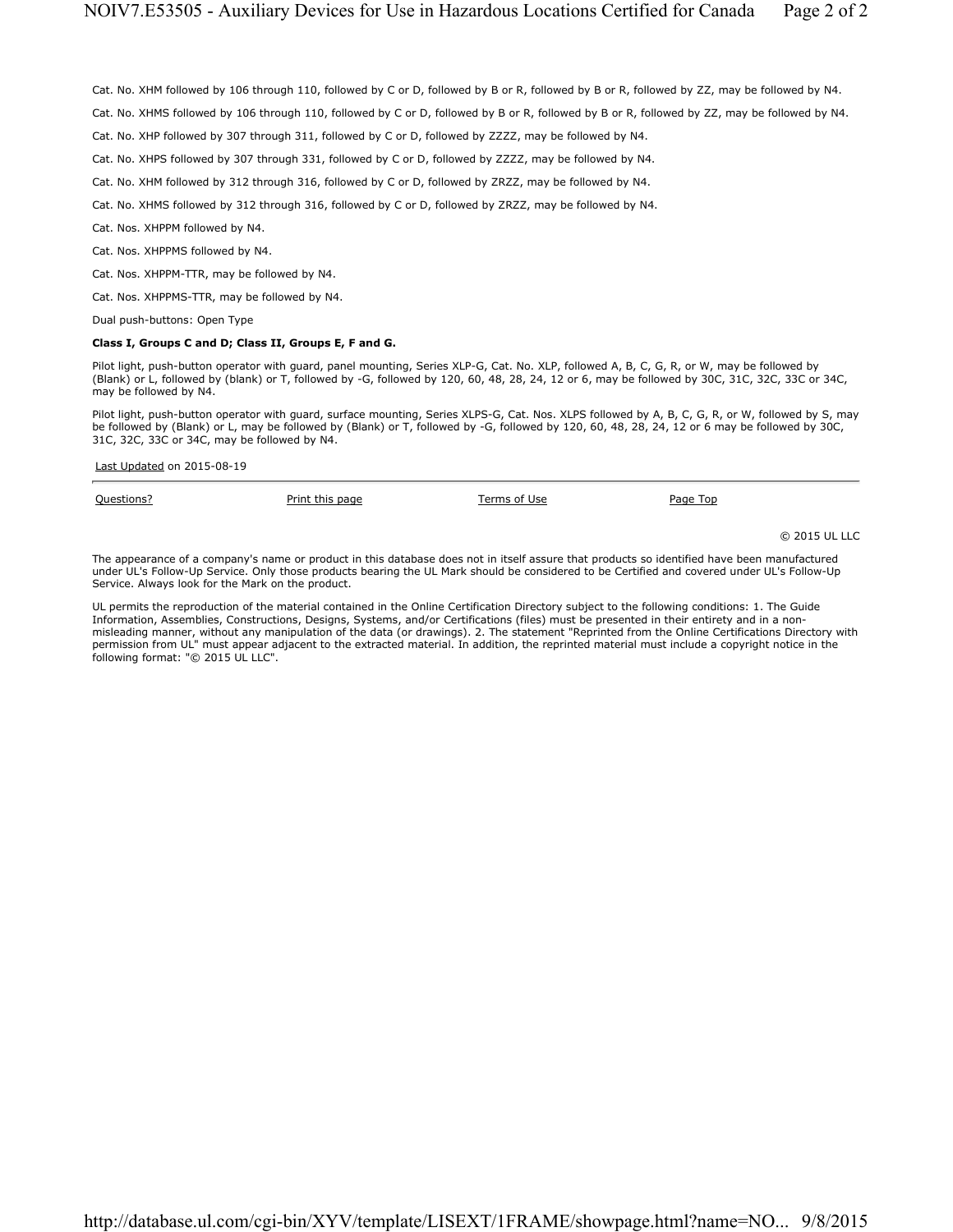Cat. No. XHM followed by 106 through 110, followed by C or D, followed by B or R, followed by B or R, followed by ZZ, may be followed by N4.

Cat. No. XHMS followed by 106 through 110, followed by C or D, followed by B or R, followed by B or R, followed by ZZ, may be followed by N4.

Cat. No. XHP followed by 307 through 311, followed by C or D, followed by ZZZZ, may be followed by N4.

Cat. No. XHPS followed by 307 through 331, followed by C or D, followed by ZZZZ, may be followed by N4.

Cat. No. XHM followed by 312 through 316, followed by C or D, followed by ZRZZ, may be followed by N4.

Cat. No. XHMS followed by 312 through 316, followed by C or D, followed by ZRZZ, may be followed by N4.

Cat. Nos. XHPPM followed by N4.

Cat. Nos. XHPPMS followed by N4.

Cat. Nos. XHPPM-TTR, may be followed by N4.

Cat. Nos. XHPPMS-TTR, may be followed by N4.

Dual push-buttons: Open Type

**Class I, Groups C and D; Class II, Groups E, F and G.**

Pilot light, push-button operator with guard, panel mounting, Series XLP-G, Cat. No. XLP, followed A, B, C, G, R, or W, may be followed by (Blank) or L, followed by (blank) or T, followed by -G, followed by 120, 60, 48, 28, 24, 12 or 6, may be followed by 30C, 31C, 32C, 33C or 34C, may be followed by N4.

Pilot light, push-button operator with guard, surface mounting, Series XLPS-G, Cat. Nos. XLPS followed by A, B, C, G, R, or W, followed by S, may be followed by (Blank) or L, may be followed by (Blank) or T, followed by -G, followed by 120, 60, 48, 28, 24, 12 or 6 may be followed by 30C, 31C, 32C, 33C or 34C, may be followed by N4.

Last Updated on 2015-08-19

Questions? | Print this page | Terms of Use | Page Top

© 2015 UL LLC

The appearance of a company's name or product in this database does not in itself assure that products so identified have been manufactured under UL's Follow-Up Service. Only those products bearing the UL Mark should be considered to be Certified and covered under UL's Follow-Up Service. Always look for the Mark on the product.

UL permits the reproduction of the material contained in the Online Certification Directory subject to the following conditions: 1. The Guide Information, Assemblies, Constructions, Designs, Systems, and/or Certifications (files) must be presented in their entirety and in a non-misleading manner, without any manipulation of the data (or drawings). 2. The statement "Reprinted from the Online Certifications Directory with permission from UL" must appear adjacent to the extracted material. In addition, the reprinted material must include a copyright notice in the following format: "© 2015 UL LLC".